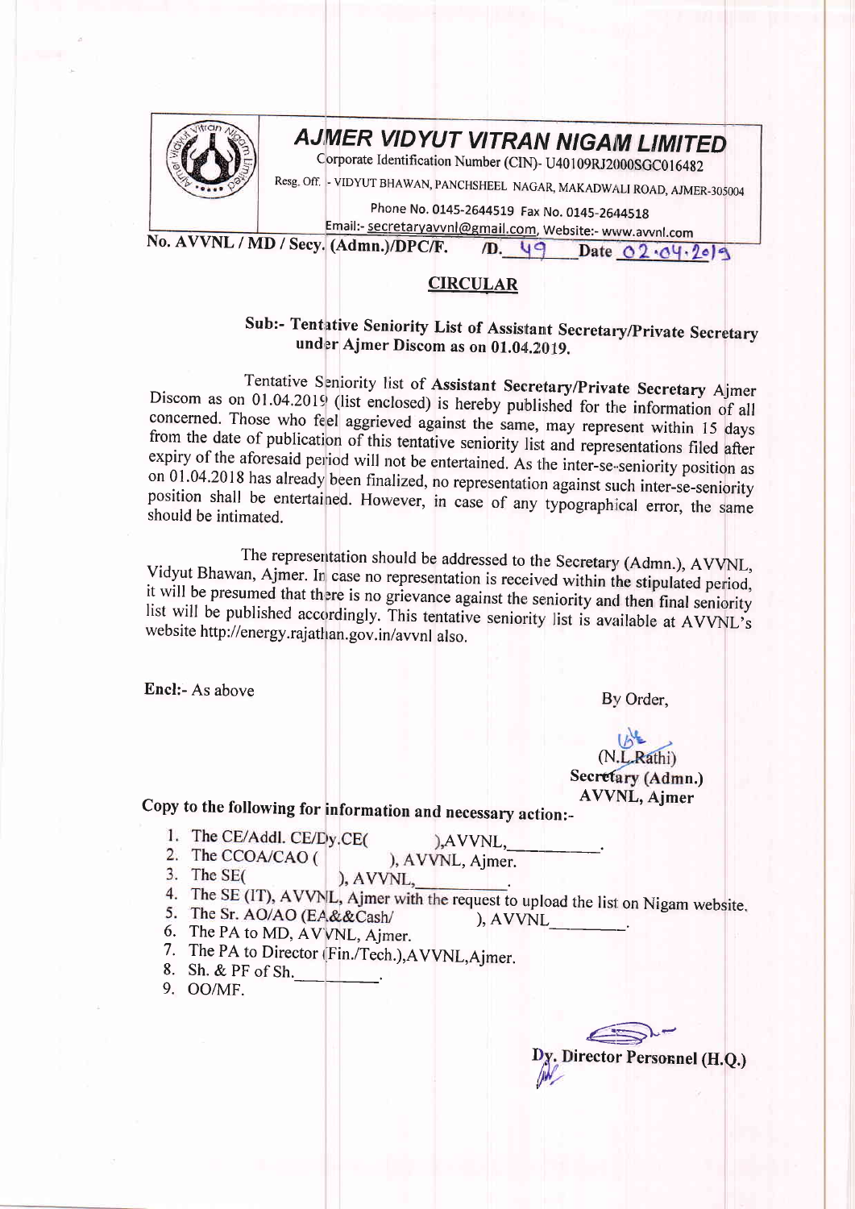# AJMER VIDYUT VITRAN NIGAM LIMITED

Corporate Identification Number (CIN)- U40109RJ2000SGC016482

Resg. Off. - VIDYUT BHAWAN, PANCHSHEEL NAGAR, MAKADWALI ROAD, AJMER-305004

Phone No. 0145-2644519 Fax No. 0145-2644518

Email:- secretaryavvnl@gmail.com, Website:- www.avvnl.com

No. AVVNL / MD / Secy. (Admn.)/DPC/F. /D. 49 Date 02.04.2019

## CIRCULAR

**Sub:- Tentative Seniority List of Assistant Secretary/Private Secretary under Ajmer Discom as on 01.04.2019.**

Tentative Seniority list of **Assistant Secretary/Private Secretary** Ajmer Discom as on 01.04.2019 (list enclosed) is hereby published for the information of all concerned. Those who feel aggrieved against the same, may represent within 15 days from the date of publication of this tentative seniority list and representations filed after expiry of the aforesaid period will not be entertained. As the inter-se-seniority position as on 01.04.2018 has already been finalized, no representation against such inter-se-seniority position shall be entertained. However, in case of any typographical error, the same should be intimated.

The representation should be addressed to the Secretary (Admn.), AVVNL, Vidyut Bhawan, Ajmer. In case no representation is received within the stipulated period, it will be presumed that there is no grievance against the seniority and then final seniority list will be published accordingly. This tentative seniority list is available at AVVNL's website http://energy.rajasthan.gov.in/avvnl also.

**Encl:-** As above

By Order,

(N.L.Rathi)
**Secretary (Admn.)**
**AVVNL, Ajmer**

**Copy to the following for information and necessary action:-**

1. The CE/Addl. CE/Dy.CE( ),AVVNL,\_\_\_\_\_\_\_\_\_\_.
2. The CCOA/CAO ( ), AVVNL, Ajmer.
3. The SE( ), AVVNL,\_\_\_\_\_\_\_\_\_\_.
4. The SE (IT), AVVNL, Ajmer with the request to upload the list on Nigam website.
5. The Sr. AO/AO (EA&&Cash/ ), AVVNL\_\_\_\_\_\_\_\_.
6. The PA to MD, AVVNL, Ajmer.
7. The PA to Director (Fin./Tech.),AVVNL,Ajmer.
8. Sh. & PF of Sh.\_\_\_\_\_\_\_\_\_\_.
9. OO/MF.

**Dy. Director Personnel (H.Q.)**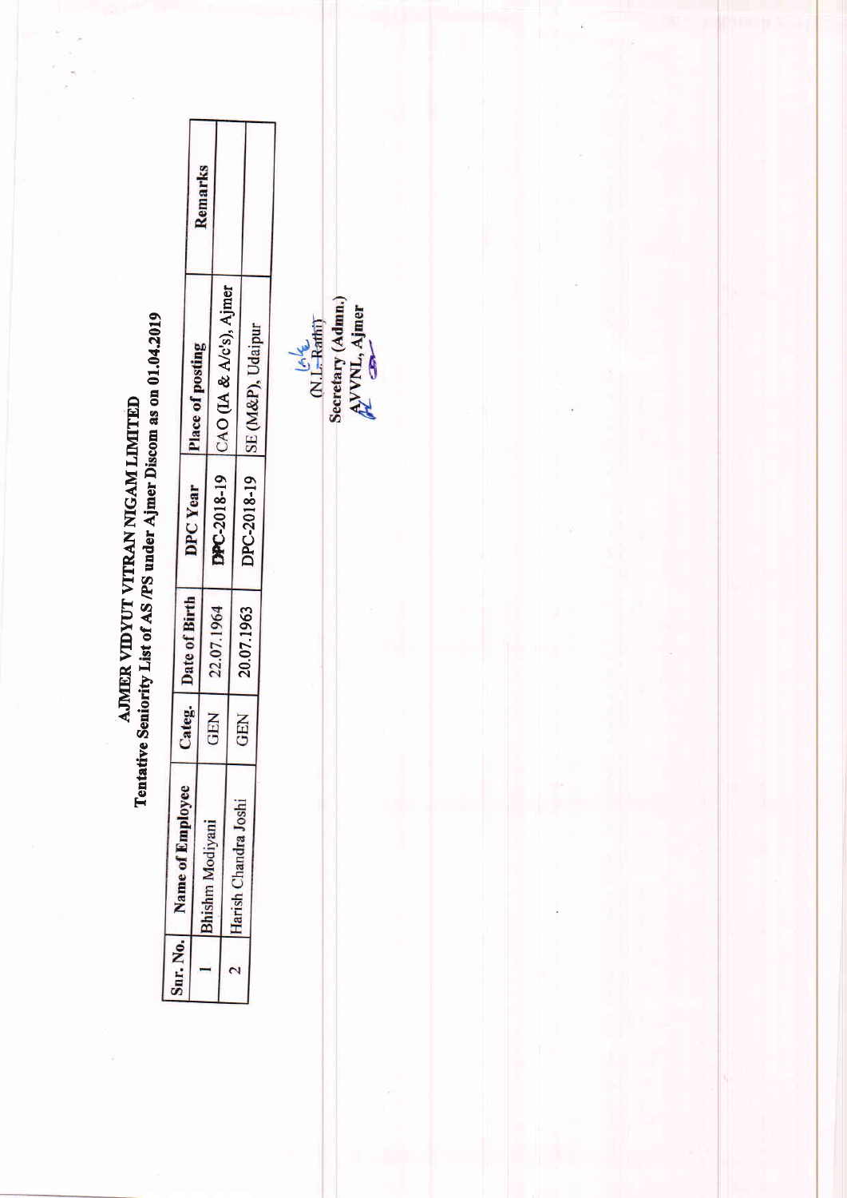# AJMER VIDYUT VITRAN NIGAM LIMITED

## Tentative Seniority List of AS /PS under Ajmer Discom as on 01.04.2019

| Snr. No. | Name of Employee | Categ. | Date of Birth | DPC Year | Place of posting | Remarks |
|---|---|---|---|---|---|---|
| 1 | Bhishm Modiyani | GEN | 22.07.1964 | DPC-2018-19 | CAO (IA & A/c's), Ajmer | |
| 2 | Harish Chandra Joshi | GEN | 20.07.1963 | DPC-2018-19 | SE (M&P), Udaipur | |

(N.L. Rathi)
Secretary (Admn.)
AVVNL, Ajmer